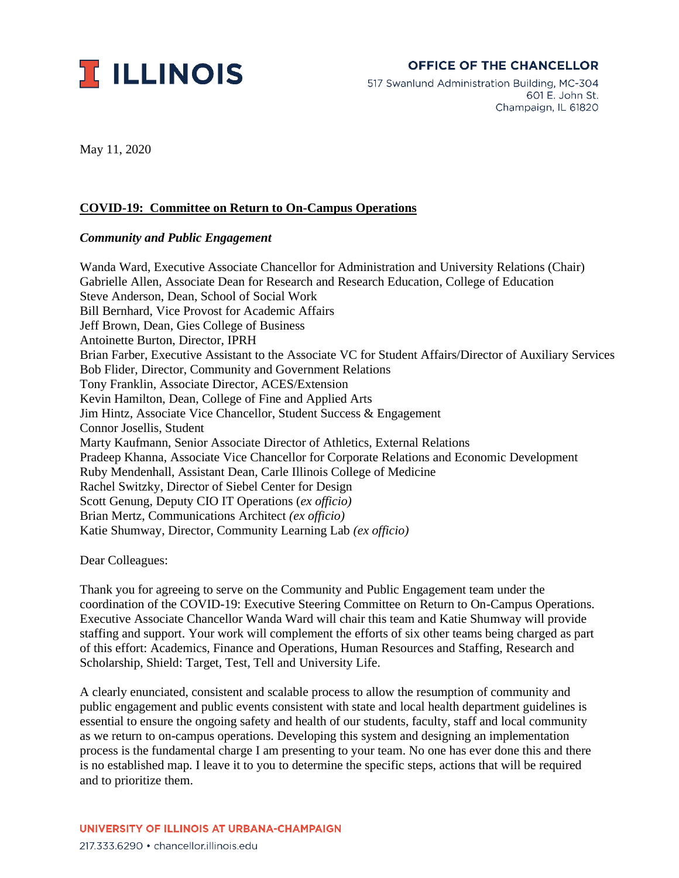ILLINOIS

**OFFICE OF THE CHANCELLOR**

517 Swanlund Administration Building, MC-304
601 E. John St.
Champaign, IL 61820

May 11, 2020

**COVID-19: Committee on Return to On-Campus Operations**

***Community and Public Engagement***

Wanda Ward, Executive Associate Chancellor for Administration and University Relations (Chair)
Gabrielle Allen, Associate Dean for Research and Research Education, College of Education
Steve Anderson, Dean, School of Social Work
Bill Bernhard, Vice Provost for Academic Affairs
Jeff Brown, Dean, Gies College of Business
Antoinette Burton, Director, IPRH
Brian Farber, Executive Assistant to the Associate VC for Student Affairs/Director of Auxiliary Services
Bob Flider, Director, Community and Government Relations
Tony Franklin, Associate Director, ACES/Extension
Kevin Hamilton, Dean, College of Fine and Applied Arts
Jim Hintz, Associate Vice Chancellor, Student Success & Engagement
Connor Josellis, Student
Marty Kaufmann, Senior Associate Director of Athletics, External Relations
Pradeep Khanna, Associate Vice Chancellor for Corporate Relations and Economic Development
Ruby Mendenhall, Assistant Dean, Carle Illinois College of Medicine
Rachel Switzky, Director of Siebel Center for Design
Scott Genung, Deputy CIO IT Operations *(ex officio)*
Brian Mertz, Communications Architect *(ex officio)*
Katie Shumway, Director, Community Learning Lab *(ex officio)*

Dear Colleagues:

Thank you for agreeing to serve on the Community and Public Engagement team under the coordination of the COVID-19: Executive Steering Committee on Return to On-Campus Operations. Executive Associate Chancellor Wanda Ward will chair this team and Katie Shumway will provide staffing and support. Your work will complement the efforts of six other teams being charged as part of this effort: Academics, Finance and Operations, Human Resources and Staffing, Research and Scholarship, Shield: Target, Test, Tell and University Life.

A clearly enunciated, consistent and scalable process to allow the resumption of community and public engagement and public events consistent with state and local health department guidelines is essential to ensure the ongoing safety and health of our students, faculty, staff and local community as we return to on-campus operations. Developing this system and designing an implementation process is the fundamental charge I am presenting to your team. No one has ever done this and there is no established map. I leave it to you to determine the specific steps, actions that will be required and to prioritize them.

UNIVERSITY OF ILLINOIS AT URBANA-CHAMPAIGN
217.333.6290 • chancellor.illinois.edu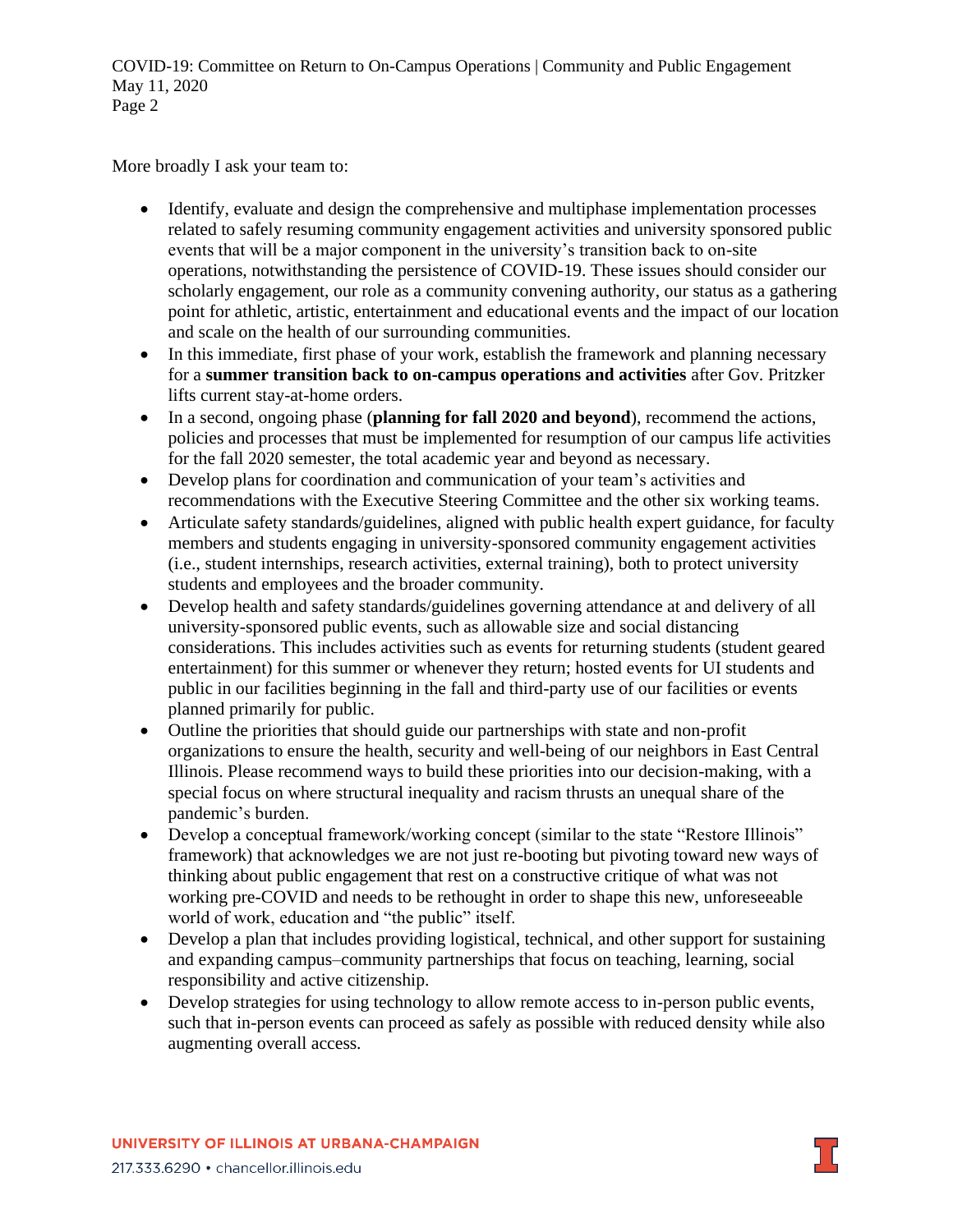More broadly I ask your team to:

- Identify, evaluate and design the comprehensive and multiphase implementation processes related to safely resuming community engagement activities and university sponsored public events that will be a major component in the university's transition back to on-site operations, notwithstanding the persistence of COVID-19. These issues should consider our scholarly engagement, our role as a community convening authority, our status as a gathering point for athletic, artistic, entertainment and educational events and the impact of our location and scale on the health of our surrounding communities.
- In this immediate, first phase of your work, establish the framework and planning necessary for a **summer transition back to on-campus operations and activities** after Gov. Pritzker lifts current stay-at-home orders.
- In a second, ongoing phase (**planning for fall 2020 and beyond**), recommend the actions, policies and processes that must be implemented for resumption of our campus life activities for the fall 2020 semester, the total academic year and beyond as necessary.
- Develop plans for coordination and communication of your team's activities and recommendations with the Executive Steering Committee and the other six working teams.
- Articulate safety standards/guidelines, aligned with public health expert guidance, for faculty members and students engaging in university-sponsored community engagement activities (i.e., student internships, research activities, external training), both to protect university students and employees and the broader community.
- Develop health and safety standards/guidelines governing attendance at and delivery of all university-sponsored public events, such as allowable size and social distancing considerations. This includes activities such as events for returning students (student geared entertainment) for this summer or whenever they return; hosted events for UI students and public in our facilities beginning in the fall and third-party use of our facilities or events planned primarily for public.
- Outline the priorities that should guide our partnerships with state and non-profit organizations to ensure the health, security and well-being of our neighbors in East Central Illinois. Please recommend ways to build these priorities into our decision-making, with a special focus on where structural inequality and racism thrusts an unequal share of the pandemic's burden.
- Develop a conceptual framework/working concept (similar to the state "Restore Illinois" framework) that acknowledges we are not just re-booting but pivoting toward new ways of thinking about public engagement that rest on a constructive critique of what was not working pre-COVID and needs to be rethought in order to shape this new, unforeseeable world of work, education and "the public" itself.
- Develop a plan that includes providing logistical, technical, and other support for sustaining and expanding campus–community partnerships that focus on teaching, learning, social responsibility and active citizenship.
- Develop strategies for using technology to allow remote access to in-person public events, such that in-person events can proceed as safely as possible with reduced density while also augmenting overall access.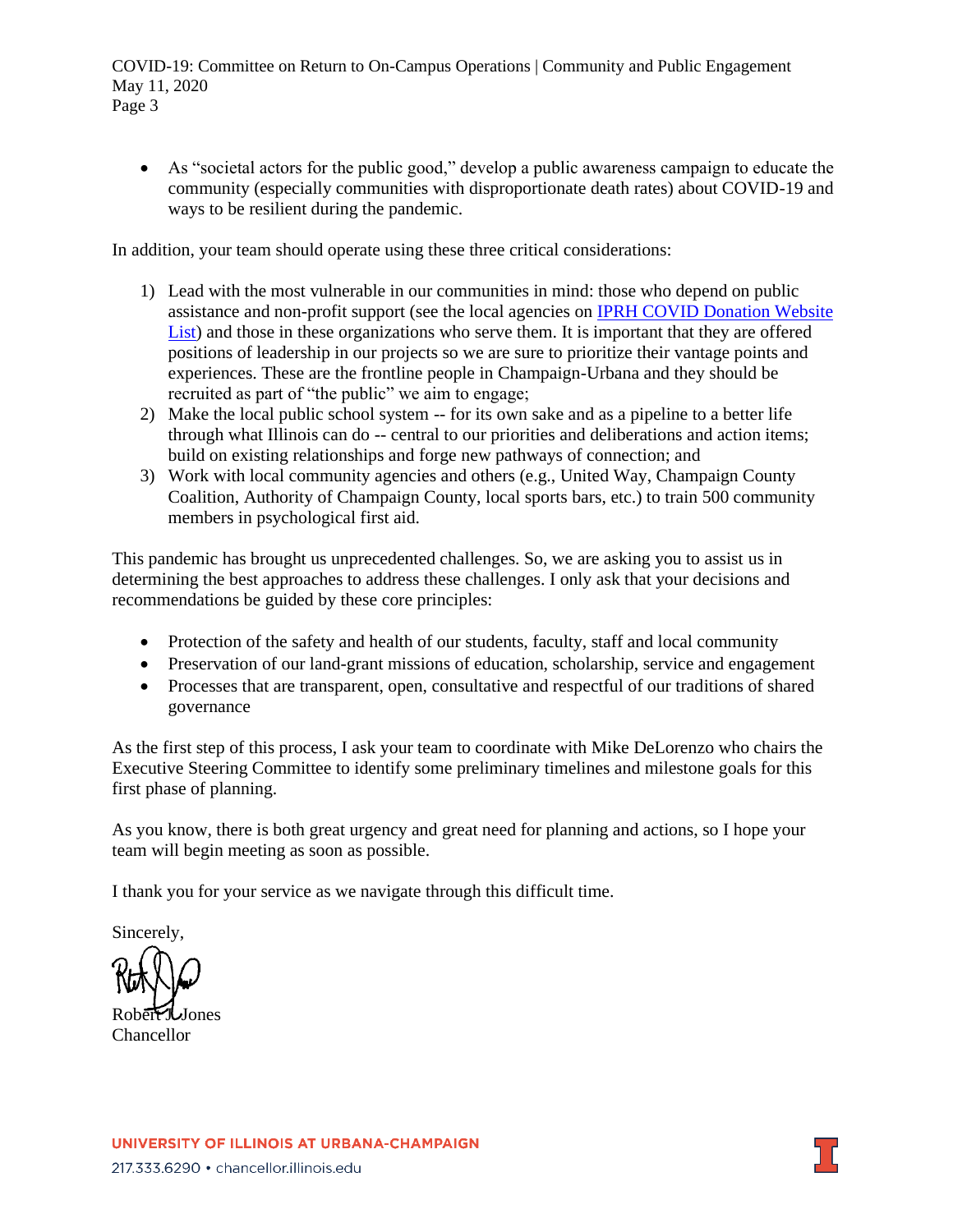- As "societal actors for the public good," develop a public awareness campaign to educate the community (especially communities with disproportionate death rates) about COVID-19 and ways to be resilient during the pandemic.

In addition, your team should operate using these three critical considerations:

1) Lead with the most vulnerable in our communities in mind: those who depend on public assistance and non-profit support (see the local agencies on [IPRH COVID Donation Website List]) and those in these organizations who serve them. It is important that they are offered positions of leadership in our projects so we are sure to prioritize their vantage points and experiences. These are the frontline people in Champaign-Urbana and they should be recruited as part of "the public" we aim to engage;
2) Make the local public school system -- for its own sake and as a pipeline to a better life through what Illinois can do -- central to our priorities and deliberations and action items; build on existing relationships and forge new pathways of connection; and
3) Work with local community agencies and others (e.g., United Way, Champaign County Coalition, Authority of Champaign County, local sports bars, etc.) to train 500 community members in psychological first aid.

This pandemic has brought us unprecedented challenges. So, we are asking you to assist us in determining the best approaches to address these challenges. I only ask that your decisions and recommendations be guided by these core principles:

- Protection of the safety and health of our students, faculty, staff and local community
- Preservation of our land-grant missions of education, scholarship, service and engagement
- Processes that are transparent, open, consultative and respectful of our traditions of shared governance

As the first step of this process, I ask your team to coordinate with Mike DeLorenzo who chairs the Executive Steering Committee to identify some preliminary timelines and milestone goals for this first phase of planning.

As you know, there is both great urgency and great need for planning and actions, so I hope your team will begin meeting as soon as possible.

I thank you for your service as we navigate through this difficult time.

Sincerely,

Robert J. Jones
Chancellor